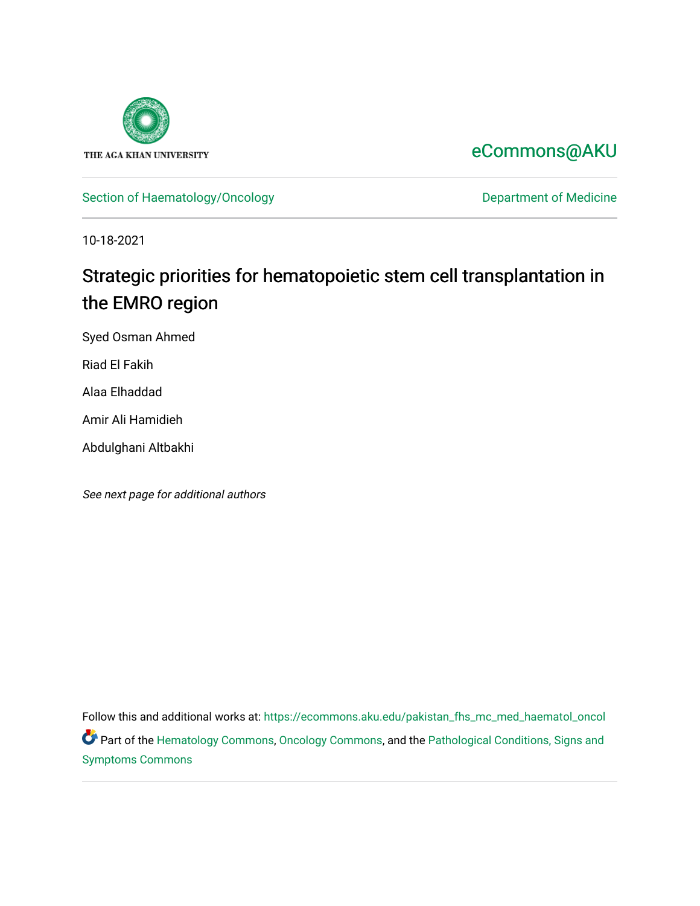THE AGA KHAN UNIVERSITY

eCommons@AKU

Section of Haematology/Oncology

Department of Medicine

10-18-2021

# Strategic priorities for hematopoietic stem cell transplantation in the EMRO region

Syed Osman Ahmed

Riad El Fakih

Alaa Elhaddad

Amir Ali Hamidieh

Abdulghani Altbakhi

*See next page for additional authors*

Follow this and additional works at: https://ecommons.aku.edu/pakistan_fhs_mc_med_haematol_oncol

Part of the Hematology Commons, Oncology Commons, and the Pathological Conditions, Signs and Symptoms Commons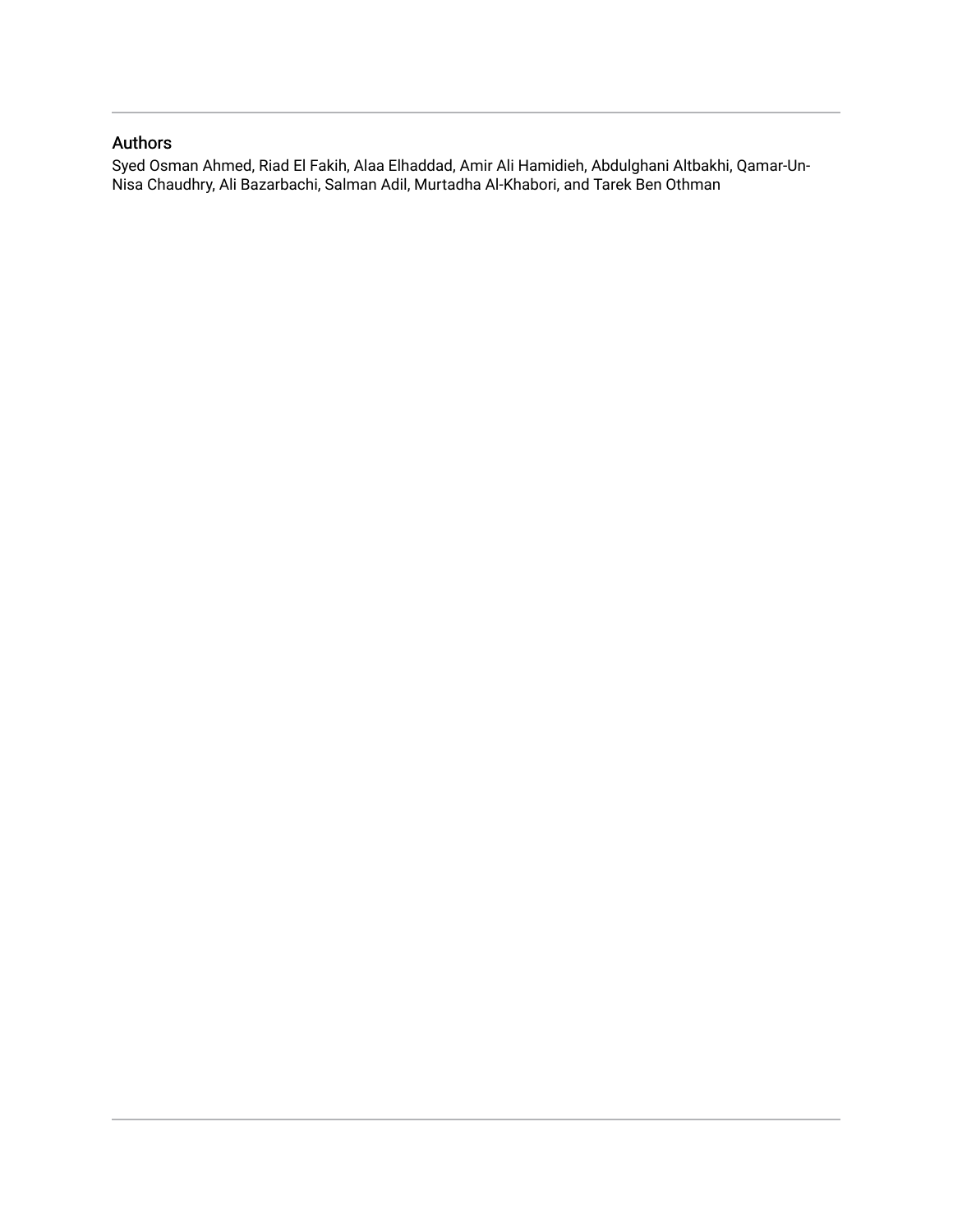## Authors

Syed Osman Ahmed, Riad El Fakih, Alaa Elhaddad, Amir Ali Hamidieh, Abdulghani Altbakhi, Qamar-Un-Nisa Chaudhry, Ali Bazarbachi, Salman Adil, Murtadha Al-Khabori, and Tarek Ben Othman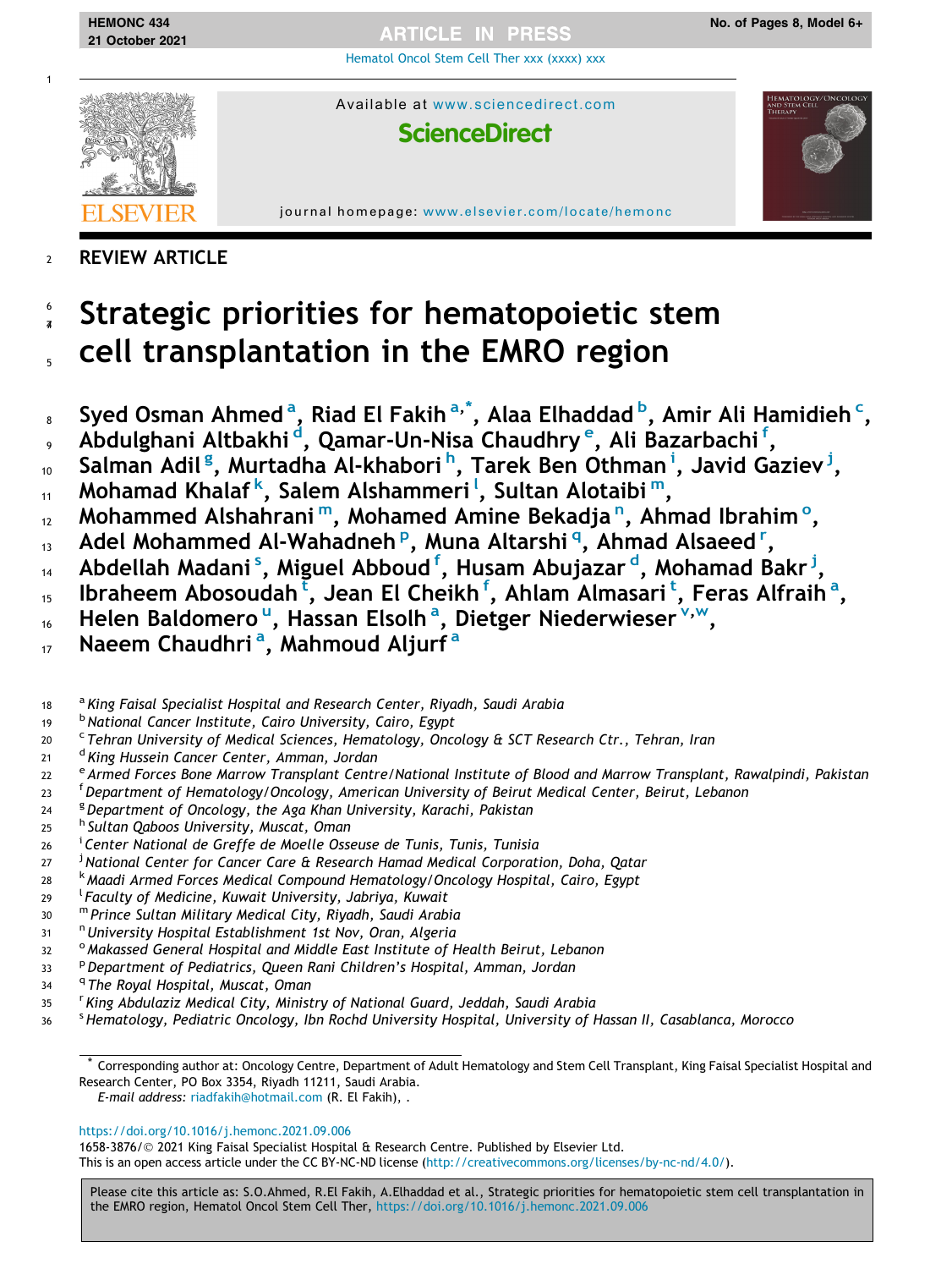## REVIEW ARTICLE

# Strategic priorities for hematopoietic stem cell transplantation in the EMRO region

**Syed Osman Ahmed [a], Riad El Fakih [a,*], Alaa Elhaddad [b], Amir Ali Hamidieh [c], Abdulghani Altbakhi [d], Qamar-Un-Nisa Chaudhry [e], Ali Bazarbachi [f], Salman Adil [g], Murtadha Al-khabori [h], Tarek Ben Othman [i], Javid Gaziev [j], Mohamad Khalaf [k], Salem Alshammeri [l], Sultan Alotaibi [m], Mohammed Alshahrani [m], Mohamed Amine Bekadja [n], Ahmad Ibrahim [o], Adel Mohammed Al-Wahadneh [p], Muna Altarshi [q], Ahmad Alsaeed [r], Abdellah Madani [s], Miguel Abboud [f], Husam Abujazar [d], Mohamad Bakr [j], Ibraheem Abosoudah [t], Jean El Cheikh [f], Ahlam Almasari [t], Feras Alfraih [a], Helen Baldomero [u], Hassan Elsolh [a], Dietger Niederwieser [v,w], Naeem Chaudhri [a], Mahmoud Aljurf [a]**

[a] *King Faisal Specialist Hospital and Research Center, Riyadh, Saudi Arabia*
[b] *National Cancer Institute, Cairo University, Cairo, Egypt*
[c] *Tehran University of Medical Sciences, Hematology, Oncology & SCT Research Ctr., Tehran, Iran*
[d] *King Hussein Cancer Center, Amman, Jordan*
[e] *Armed Forces Bone Marrow Transplant Centre/National Institute of Blood and Marrow Transplant, Rawalpindi, Pakistan*
[f] *Department of Hematology/Oncology, American University of Beirut Medical Center, Beirut, Lebanon*
[g] *Department of Oncology, the Aga Khan University, Karachi, Pakistan*
[h] *Sultan Qaboos University, Muscat, Oman*
[i] *Center National de Greffe de Moelle Osseuse de Tunis, Tunis, Tunisia*
[j] *National Center for Cancer Care & Research Hamad Medical Corporation, Doha, Qatar*
[k] *Maadi Armed Forces Medical Compound Hematology/Oncology Hospital, Cairo, Egypt*
[l] *Faculty of Medicine, Kuwait University, Jabriya, Kuwait*
[m] *Prince Sultan Military Medical City, Riyadh, Saudi Arabia*
[n] *University Hospital Establishment 1st Nov, Oran, Algeria*
[o] *Makassed General Hospital and Middle East Institute of Health Beirut, Lebanon*
[p] *Department of Pediatrics, Queen Rani Children's Hospital, Amman, Jordan*
[q] *The Royal Hospital, Muscat, Oman*
[r] *King Abdulaziz Medical City, Ministry of National Guard, Jeddah, Saudi Arabia*
[s] *Hematology, Pediatric Oncology, Ibn Rochd University Hospital, University of Hassan II, Casablanca, Morocco*

\* Corresponding author at: Oncology Centre, Department of Adult Hematology and Stem Cell Transplant, King Faisal Specialist Hospital and Research Center, PO Box 3354, Riyadh 11211, Saudi Arabia.
*E-mail address:* riadfakih@hotmail.com (R. El Fakih), .

https://doi.org/10.1016/j.hemonc.2021.09.006
1658-3876/© 2021 King Faisal Specialist Hospital & Research Centre. Published by Elsevier Ltd.
This is an open access article under the CC BY-NC-ND license (http://creativecommons.org/licenses/by-nc-nd/4.0/).

Please cite this article as: S.O.Ahmed, R.El Fakih, A.Elhaddad et al., Strategic priorities for hematopoietic stem cell transplantation in the EMRO region, Hematol Oncol Stem Cell Ther, https://doi.org/10.1016/j.hemonc.2021.09.006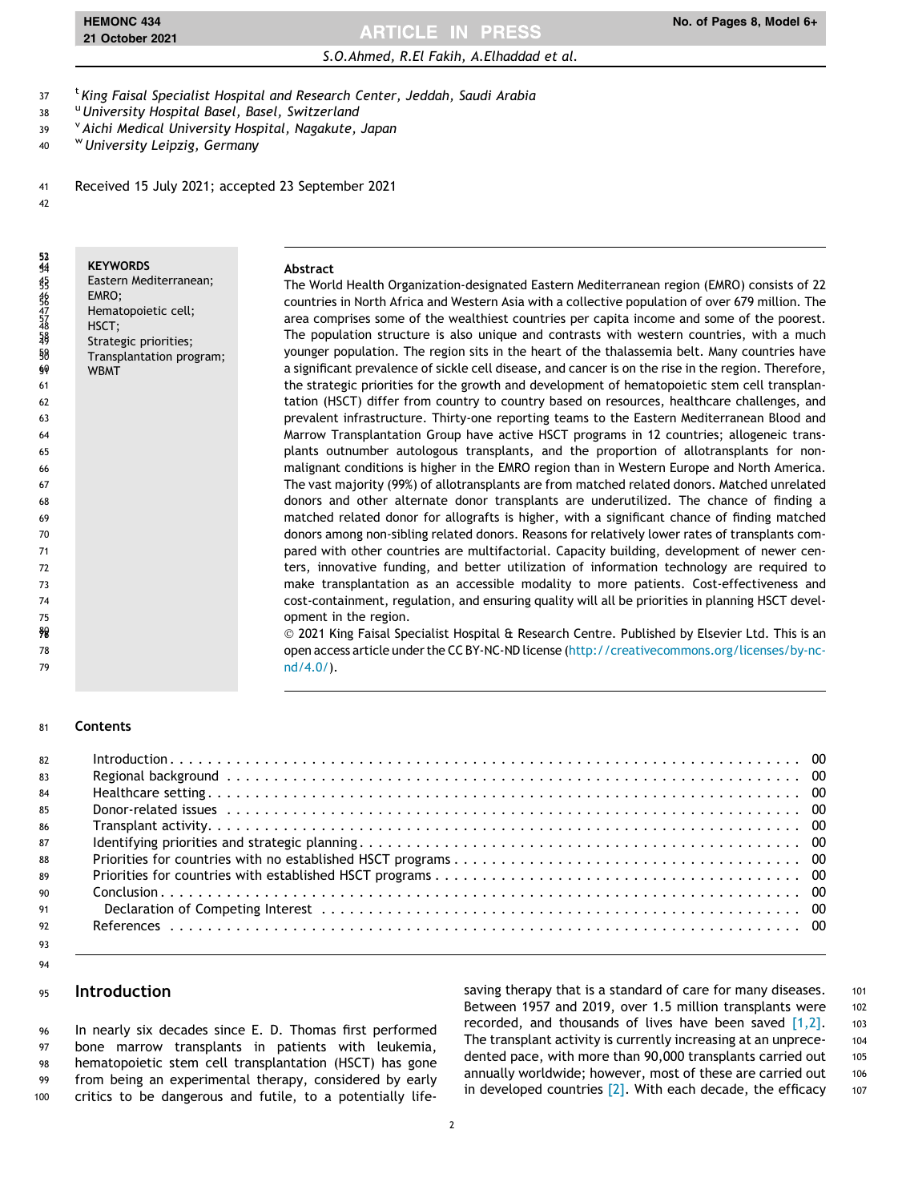[t] King Faisal Specialist Hospital and Research Center, Jeddah, Saudi Arabia
[u] University Hospital Basel, Basel, Switzerland
[v] Aichi Medical University Hospital, Nagakute, Japan
[w] University Leipzig, Germany

Received 15 July 2021; accepted 23 September 2021

**KEYWORDS**
Eastern Mediterranean;
EMRO;
Hematopoietic cell;
HSCT;
Strategic priorities;
Transplantation program;
WBMT

**Abstract**
The World Health Organization-designated Eastern Mediterranean region (EMRO) consists of 22 countries in North Africa and Western Asia with a collective population of over 679 million. The area comprises some of the wealthiest countries per capita income and some of the poorest. The population structure is also unique and contrasts with western countries, with a much younger population. The region sits in the heart of the thalassemia belt. Many countries have a significant prevalence of sickle cell disease, and cancer is on the rise in the region. Therefore, the strategic priorities for the growth and development of hematopoietic stem cell transplantation (HSCT) differ from country to country based on resources, healthcare challenges, and prevalent infrastructure. Thirty-one reporting teams to the Eastern Mediterranean Blood and Marrow Transplantation Group have active HSCT programs in 12 countries; allogeneic transplants outnumber autologous transplants, and the proportion of allotransplants for non-malignant conditions is higher in the EMRO region than in Western Europe and North America. The vast majority (99%) of allotransplants are from matched related donors. Matched unrelated donors and other alternate donor transplants are underutilized. The chance of finding a matched related donor for allografts is higher, with a significant chance of finding matched donors among non-sibling related donors. Reasons for relatively lower rates of transplants compared with other countries are multifactorial. Capacity building, development of newer centers, innovative funding, and better utilization of information technology are required to make transplantation as an accessible modality to more patients. Cost-effectiveness and cost-containment, regulation, and ensuring quality will all be priorities in planning HSCT development in the region.
© 2021 King Faisal Specialist Hospital & Research Centre. Published by Elsevier Ltd. This is an open access article under the CC BY-NC-ND license (http://creativecommons.org/licenses/by-nc-nd/4.0/).

**Contents**

Introduction . . . 00
Regional background . . . 00
Healthcare setting . . . 00
Donor-related issues . . . 00
Transplant activity . . . 00
Identifying priorities and strategic planning . . . 00
Priorities for countries with no established HSCT programs . . . 00
Priorities for countries with established HSCT programs . . . 00
Conclusion . . . 00
Declaration of Competing Interest . . . 00
References . . . 00

## Introduction

In nearly six decades since E. D. Thomas first performed bone marrow transplants in patients with leukemia, hematopoietic stem cell transplantation (HSCT) has gone from being an experimental therapy, considered by early critics to be dangerous and futile, to a potentially life-saving therapy that is a standard of care for many diseases. Between 1957 and 2019, over 1.5 million transplants were recorded, and thousands of lives have been saved [1,2]. The transplant activity is currently increasing at an unprecedented pace, with more than 90,000 transplants carried out annually worldwide; however, most of these are carried out in developed countries [2]. With each decade, the efficacy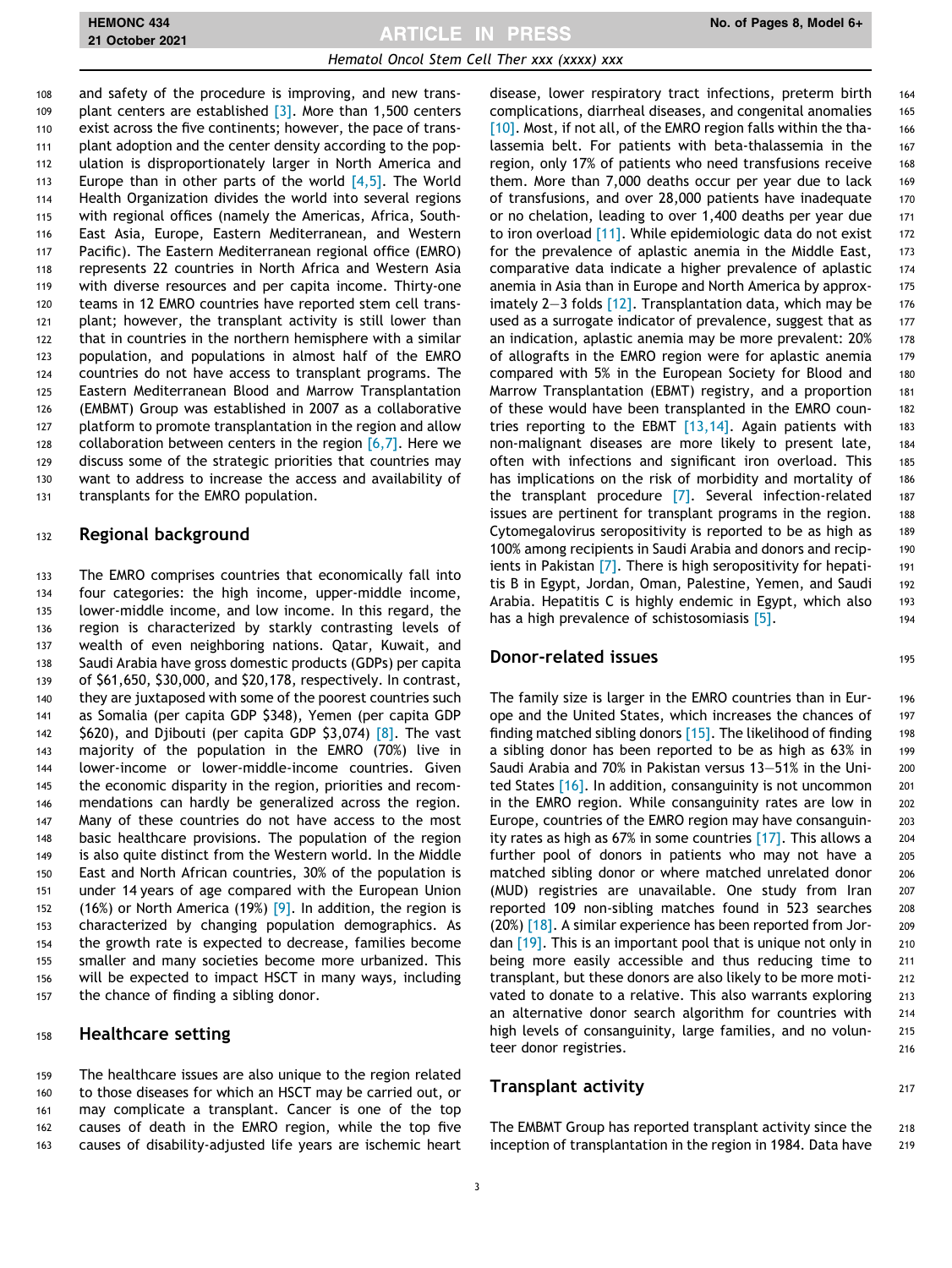and safety of the procedure is improving, and new transplant centers are established [3]. More than 1,500 centers exist across the five continents; however, the pace of transplant adoption and the center density according to the population is disproportionately larger in North America and Europe than in other parts of the world [4,5]. The World Health Organization divides the world into several regions with regional offices (namely the Americas, Africa, South-East Asia, Europe, Eastern Mediterranean, and Western Pacific). The Eastern Mediterranean regional office (EMRO) represents 22 countries in North Africa and Western Asia with diverse resources and per capita income. Thirty-one teams in 12 EMRO countries have reported stem cell transplant; however, the transplant activity is still lower than that in countries in the northern hemisphere with a similar population, and populations in almost half of the EMRO countries do not have access to transplant programs. The Eastern Mediterranean Blood and Marrow Transplantation (EMBMT) Group was established in 2007 as a collaborative platform to promote transplantation in the region and allow collaboration between centers in the region [6,7]. Here we discuss some of the strategic priorities that countries may want to address to increase the access and availability of transplants for the EMRO population.

## Regional background

The EMRO comprises countries that economically fall into four categories: the high income, upper-middle income, lower-middle income, and low income. In this regard, the region is characterized by starkly contrasting levels of wealth of even neighboring nations. Qatar, Kuwait, and Saudi Arabia have gross domestic products (GDPs) per capita of $61,650, $30,000, and $20,178, respectively. In contrast, they are juxtaposed with some of the poorest countries such as Somalia (per capita GDP $348), Yemen (per capita GDP $620), and Djibouti (per capita GDP $3,074) [8]. The vast majority of the population in the EMRO (70%) live in lower-income or lower-middle-income countries. Given the economic disparity in the region, priorities and recommendations can hardly be generalized across the region. Many of these countries do not have access to the most basic healthcare provisions. The population of the region is also quite distinct from the Western world. In the Middle East and North African countries, 30% of the population is under 14 years of age compared with the European Union (16%) or North America (19%) [9]. In addition, the region is characterized by changing population demographics. As the growth rate is expected to decrease, families become smaller and many societies become more urbanized. This will be expected to impact HSCT in many ways, including the chance of finding a sibling donor.

## Healthcare setting

The healthcare issues are also unique to the region related to those diseases for which an HSCT may be carried out, or may complicate a transplant. Cancer is one of the top causes of death in the EMRO region, while the top five causes of disability-adjusted life years are ischemic heart disease, lower respiratory tract infections, preterm birth complications, diarrheal diseases, and congenital anomalies [10]. Most, if not all, of the EMRO region falls within the thalassemia belt. For patients with beta-thalassemia in the region, only 17% of patients who need transfusions receive them. More than 7,000 deaths occur per year due to lack of transfusions, and over 28,000 patients have inadequate or no chelation, leading to over 1,400 deaths per year due to iron overload [11]. While epidemiologic data do not exist for the prevalence of aplastic anemia in the Middle East, comparative data indicate a higher prevalence of aplastic anemia in Asia than in Europe and North America by approximately 2–3 folds [12]. Transplantation data, which may be used as a surrogate indicator of prevalence, suggest that as an indication, aplastic anemia may be more prevalent: 20% of allografts in the EMRO region were for aplastic anemia compared with 5% in the European Society for Blood and Marrow Transplantation (EBMT) registry, and a proportion of these would have been transplanted in the EMRO countries reporting to the EBMT [13,14]. Again patients with non-malignant diseases are more likely to present late, often with infections and significant iron overload. This has implications on the risk of morbidity and mortality of the transplant procedure [7]. Several infection-related issues are pertinent for transplant programs in the region. Cytomegalovirus seropositivity is reported to be as high as 100% among recipients in Saudi Arabia and donors and recipients in Pakistan [7]. There is high seropositivity for hepatitis B in Egypt, Jordan, Oman, Palestine, Yemen, and Saudi Arabia. Hepatitis C is highly endemic in Egypt, which also has a high prevalence of schistosomiasis [5].

## Donor-related issues

The family size is larger in the EMRO countries than in Europe and the United States, which increases the chances of finding matched sibling donors [15]. The likelihood of finding a sibling donor has been reported to be as high as 63% in Saudi Arabia and 70% in Pakistan versus 13–51% in the United States [16]. In addition, consanguinity is not uncommon in the EMRO region. While consanguinity rates are low in Europe, countries of the EMRO region may have consanguinity rates as high as 67% in some countries [17]. This allows a further pool of donors in patients who may not have a matched sibling donor or where matched unrelated donor (MUD) registries are unavailable. One study from Iran reported 109 non-sibling matches found in 523 searches (20%) [18]. A similar experience has been reported from Jordan [19]. This is an important pool that is unique not only in being more easily accessible and thus reducing time to transplant, but these donors are also likely to be more motivated to donate to a relative. This also warrants exploring an alternative donor search algorithm for countries with high levels of consanguinity, large families, and no volunteer donor registries.

## Transplant activity

The EMBMT Group has reported transplant activity since the inception of transplantation in the region in 1984. Data have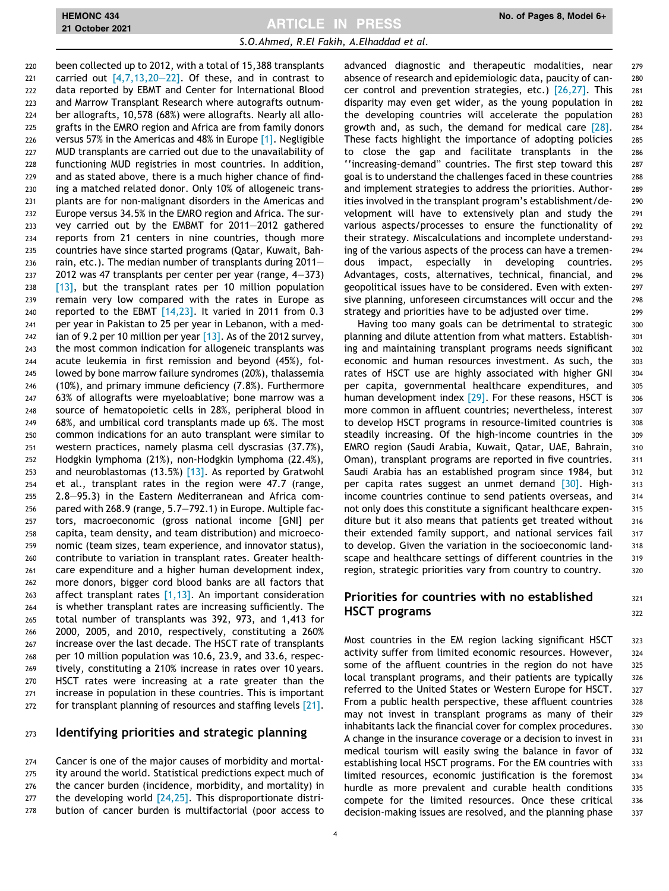been collected up to 2012, with a total of 15,388 transplants carried out [4,7,13,20–22]. Of these, and in contrast to data reported by EBMT and Center for International Blood and Marrow Transplant Research where autografts outnumber allografts, 10,578 (68%) were allografts. Nearly all allografts in the EMRO region and Africa are from family donors versus 57% in the Americas and 48% in Europe [1]. Negligible MUD transplants are carried out due to the unavailability of functioning MUD registries in most countries. In addition, and as stated above, there is a much higher chance of finding a matched related donor. Only 10% of allogeneic transplants are for non-malignant disorders in the Americas and Europe versus 34.5% in the EMRO region and Africa. The survey carried out by the EMBMT for 2011–2012 gathered reports from 21 centers in nine countries, though more countries have since started programs (Qatar, Kuwait, Bahrain, etc.). The median number of transplants during 2011–2012 was 47 transplants per center per year (range, 4–373) [13], but the transplant rates per 10 million population remain very low compared with the rates in Europe as reported to the EBMT [14,23]. It varied in 2011 from 0.3 per year in Pakistan to 25 per year in Lebanon, with a median of 9.2 per 10 million per year [13]. As of the 2012 survey, the most common indication for allogeneic transplants was acute leukemia in first remission and beyond (45%), followed by bone marrow failure syndromes (20%), thalassemia (10%), and primary immune deficiency (7.8%). Furthermore 63% of allografts were myeloablative; bone marrow was a source of hematopoietic cells in 28%, peripheral blood in 68%, and umbilical cord transplants made up 6%. The most common indications for an auto transplant were similar to western practices, namely plasma cell dyscrasias (37.7%), Hodgkin lymphoma (21%), non-Hodgkin lymphoma (22.4%), and neuroblastomas (13.5%) [13]. As reported by Gratwohl et al., transplant rates in the region were 47.7 (range, 2.8–95.3) in the Eastern Mediterranean and Africa compared with 268.9 (range, 5.7–792.1) in Europe. Multiple factors, macroeconomic (gross national income [GNI] per capita, team density, and team distribution) and microeconomic (team sizes, team experience, and innovator status), contribute to variation in transplant rates. Greater healthcare expenditure and a higher human development index, more donors, bigger cord blood banks are all factors that affect transplant rates [1,13]. An important consideration is whether transplant rates are increasing sufficiently. The total number of transplants was 392, 973, and 1,413 for 2000, 2005, and 2010, respectively, constituting a 260% increase over the last decade. The HSCT rate of transplants per 10 million population was 10.6, 23.9, and 33.6, respectively, constituting a 210% increase in rates over 10 years. HSCT rates were increasing at a rate greater than the increase in population in these countries. This is important for transplant planning of resources and staffing levels [21].

## Identifying priorities and strategic planning

Cancer is one of the major causes of morbidity and mortality around the world. Statistical predictions expect much of the cancer burden (incidence, morbidity, and mortality) in the developing world [24,25]. This disproportionate distribution of cancer burden is multifactorial (poor access to advanced diagnostic and therapeutic modalities, near absence of research and epidemiologic data, paucity of cancer control and prevention strategies, etc.) [26,27]. This disparity may even get wider, as the young population in the developing countries will accelerate the population growth and, as such, the demand for medical care [28]. These facts highlight the importance of adopting policies to close the gap and facilitate transplants in the ''increasing-demand'' countries. The first step toward this goal is to understand the challenges faced in these countries and implement strategies to address the priorities. Authorities involved in the transplant program's establishment/development will have to extensively plan and study the various aspects/processes to ensure the functionality of their strategy. Miscalculations and incomplete understanding of the various aspects of the process can have a tremendous impact, especially in developing countries. Advantages, costs, alternatives, technical, financial, and geopolitical issues have to be considered. Even with extensive planning, unforeseen circumstances will occur and the strategy and priorities have to be adjusted over time.

Having too many goals can be detrimental to strategic planning and dilute attention from what matters. Establishing and maintaining transplant programs needs significant economic and human resources investment. As such, the rates of HSCT use are highly associated with higher GNI per capita, governmental healthcare expenditures, and human development index [29]. For these reasons, HSCT is more common in affluent countries; nevertheless, interest to develop HSCT programs in resource-limited countries is steadily increasing. Of the high-income countries in the EMRO region (Saudi Arabia, Kuwait, Qatar, UAE, Bahrain, Oman), transplant programs are reported in five countries. Saudi Arabia has an established program since 1984, but per capita rates suggest an unmet demand [30]. High-income countries continue to send patients overseas, and not only does this constitute a significant healthcare expenditure but it also means that patients get treated without their extended family support, and national services fail to develop. Given the variation in the socioeconomic landscape and healthcare settings of different countries in the region, strategic priorities vary from country to country.

## Priorities for countries with no established HSCT programs

Most countries in the EM region lacking significant HSCT activity suffer from limited economic resources. However, some of the affluent countries in the region do not have local transplant programs, and their patients are typically referred to the United States or Western Europe for HSCT. From a public health perspective, these affluent countries may not invest in transplant programs as many of their inhabitants lack the financial cover for complex procedures. A change in the insurance coverage or a decision to invest in medical tourism will easily swing the balance in favor of establishing local HSCT programs. For the EM countries with limited resources, economic justification is the foremost hurdle as more prevalent and curable health conditions compete for the limited resources. Once these critical decision-making issues are resolved, and the planning phase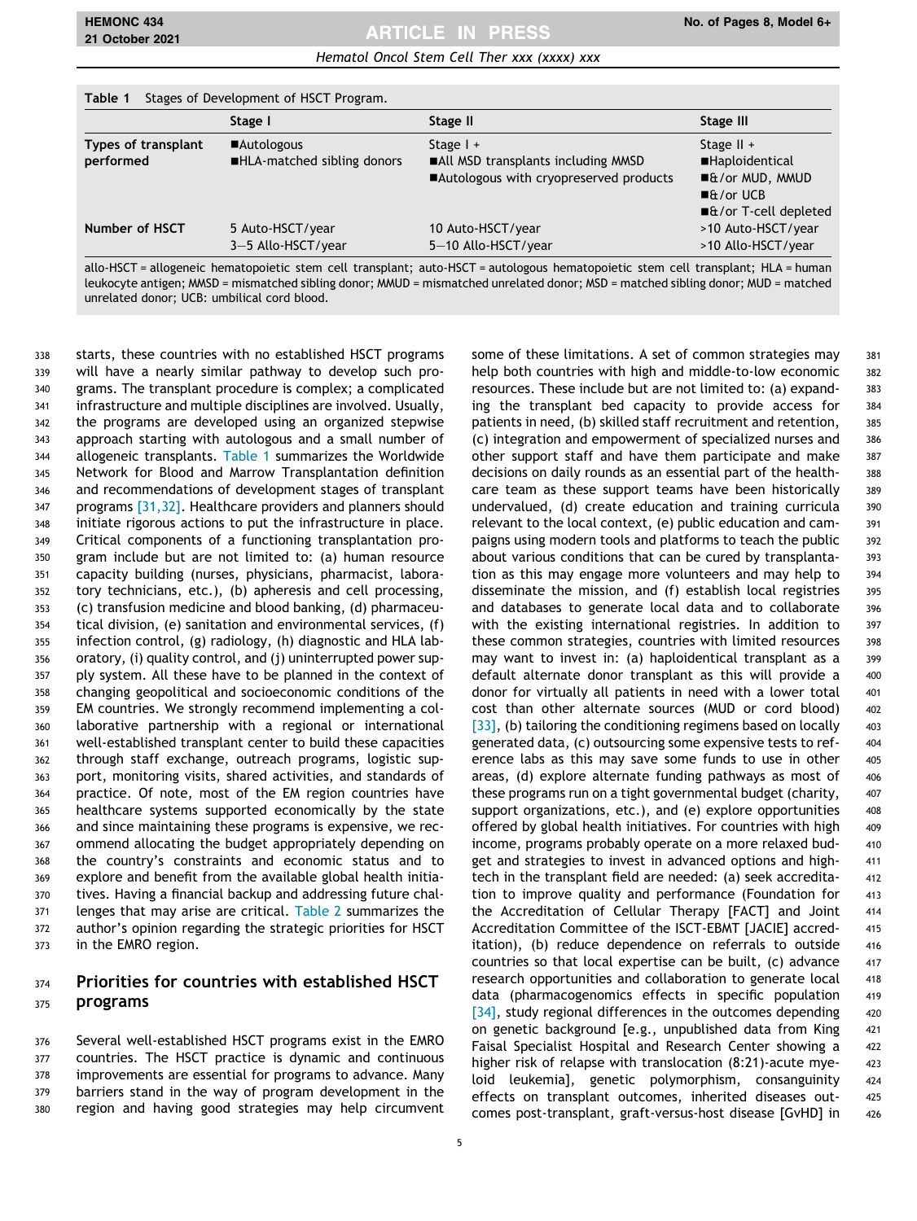**Table 1** Stages of Development of HSCT Program.

| | Stage I | Stage II | Stage III |
|---|---|---|---|
| Types of transplant performed | ■Autologous<br>■HLA-matched sibling donors | Stage I +<br>■All MSD transplants including MMSD<br>■Autologous with cryopreserved products | Stage II +<br>■Haploidentical<br>■&/or MUD, MMUD<br>■&/or UCB<br>■&/or T-cell depleted |
| Number of HSCT | 5 Auto-HSCT/year<br>3–5 Allo-HSCT/year | 10 Auto-HSCT/year<br>5–10 Allo-HSCT/year | >10 Auto-HSCT/year<br>>10 Allo-HSCT/year |

allo-HSCT = allogeneic hematopoietic stem cell transplant; auto-HSCT = autologous hematopoietic stem cell transplant; HLA = human leukocyte antigen; MMSD = mismatched sibling donor; MMUD = mismatched unrelated donor; MSD = matched sibling donor; MUD = matched unrelated donor; UCB: umbilical cord blood.

starts, these countries with no established HSCT programs will have a nearly similar pathway to develop such programs. The transplant procedure is complex; a complicated infrastructure and multiple disciplines are involved. Usually, the programs are developed using an organized stepwise approach starting with autologous and a small number of allogeneic transplants. Table 1 summarizes the Worldwide Network for Blood and Marrow Transplantation definition and recommendations of development stages of transplant programs [31,32]. Healthcare providers and planners should initiate rigorous actions to put the infrastructure in place. Critical components of a functioning transplantation program include but are not limited to: (a) human resource capacity building (nurses, physicians, pharmacist, laboratory technicians, etc.), (b) apheresis and cell processing, (c) transfusion medicine and blood banking, (d) pharmaceutical division, (e) sanitation and environmental services, (f) infection control, (g) radiology, (h) diagnostic and HLA laboratory, (i) quality control, and (j) uninterrupted power supply system. All these have to be planned in the context of changing geopolitical and socioeconomic conditions of the EM countries. We strongly recommend implementing a collaborative partnership with a regional or international well-established transplant center to build these capacities through staff exchange, outreach programs, logistic support, monitoring visits, shared activities, and standards of practice. Of note, most of the EM region countries have healthcare systems supported economically by the state and since maintaining these programs is expensive, we recommend allocating the budget appropriately depending on the country's constraints and economic status and to explore and benefit from the available global health initiatives. Having a financial backup and addressing future challenges that may arise are critical. Table 2 summarizes the author's opinion regarding the strategic priorities for HSCT in the EMRO region.

## Priorities for countries with established HSCT programs

Several well-established HSCT programs exist in the EMRO countries. The HSCT practice is dynamic and continuous improvements are essential for programs to advance. Many barriers stand in the way of program development in the region and having good strategies may help circumvent some of these limitations. A set of common strategies may help both countries with high and middle-to-low economic resources. These include but are not limited to: (a) expanding the transplant bed capacity to provide access for patients in need, (b) skilled staff recruitment and retention, (c) integration and empowerment of specialized nurses and other support staff and have them participate and make decisions on daily rounds as an essential part of the healthcare team as these support teams have been historically undervalued, (d) create education and training curricula relevant to the local context, (e) public education and campaigns using modern tools and platforms to teach the public about various conditions that can be cured by transplantation as this may engage more volunteers and may help to disseminate the mission, and (f) establish local registries and databases to generate local data and to collaborate with the existing international registries. In addition to these common strategies, countries with limited resources may want to invest in: (a) haploidentical transplant as a default alternate donor transplant as this will provide a donor for virtually all patients in need with a lower total cost than other alternate sources (MUD or cord blood) [33], (b) tailoring the conditioning regimens based on locally generated data, (c) outsourcing some expensive tests to reference labs as this may save some funds to use in other areas, (d) explore alternate funding pathways as most of these programs run on a tight governmental budget (charity, support organizations, etc.), and (e) explore opportunities offered by global health initiatives. For countries with high income, programs probably operate on a more relaxed budget and strategies to invest in advanced options and high-tech in the transplant field are needed: (a) seek accreditation to improve quality and performance (Foundation for the Accreditation of Cellular Therapy [FACT] and Joint Accreditation Committee of the ISCT-EBMT [JACIE] accreditation), (b) reduce dependence on referrals to outside countries so that local expertise can be built, (c) advance research opportunities and collaboration to generate local data (pharmacogenomics effects in specific population [34], study regional differences in the outcomes depending on genetic background [e.g., unpublished data from King Faisal Specialist Hospital and Research Center showing a higher risk of relapse with translocation (8:21)-acute myeloid leukemia], genetic polymorphism, consanguinity effects on transplant outcomes, inherited diseases outcomes post-transplant, graft-versus-host disease [GvHD] in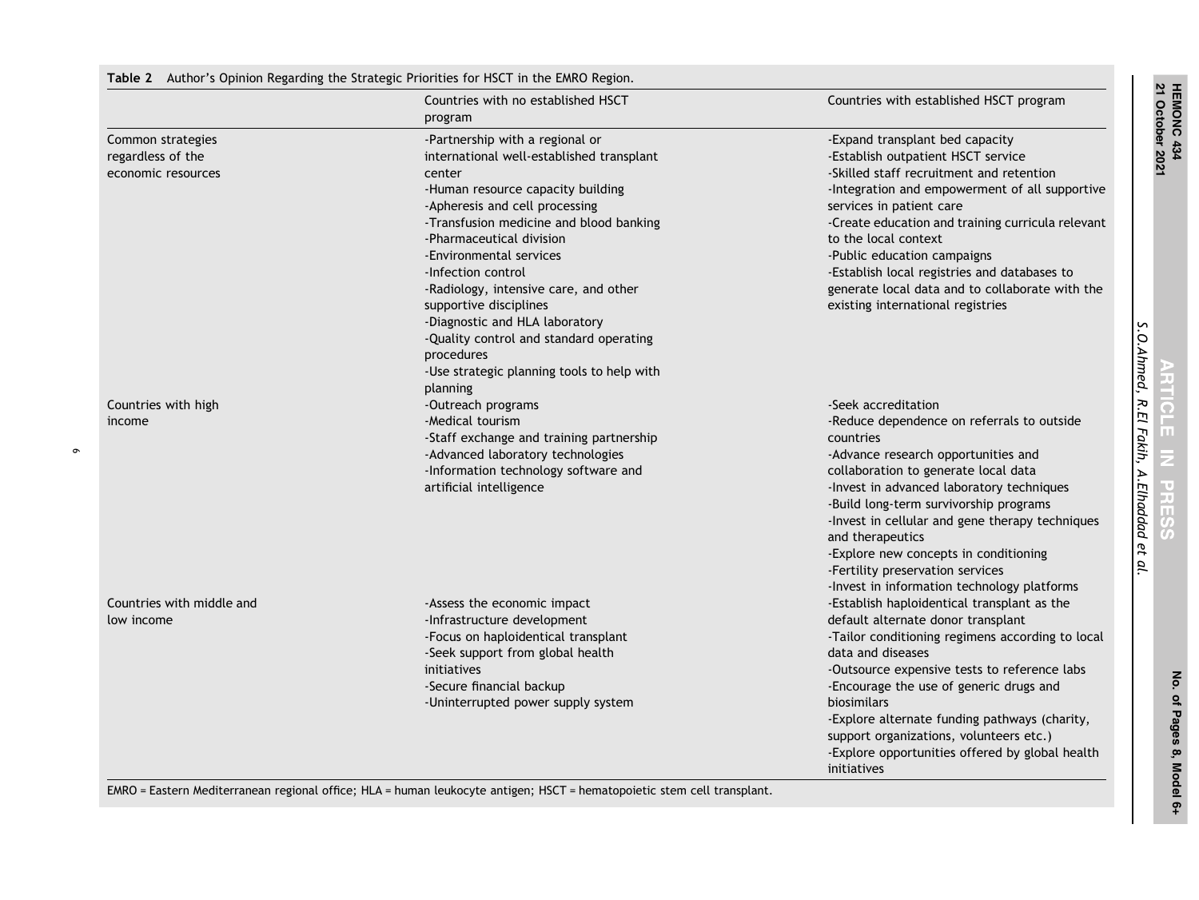**Table 2** Author's Opinion Regarding the Strategic Priorities for HSCT in the EMRO Region.

| | Countries with no established HSCT program | Countries with established HSCT program |
|---|---|---|
| Common strategies regardless of the economic resources | -Partnership with a regional or international well-established transplant center<br>-Human resource capacity building<br>-Apheresis and cell processing<br>-Transfusion medicine and blood banking<br>-Pharmaceutical division<br>-Environmental services<br>-Infection control<br>-Radiology, intensive care, and other supportive disciplines<br>-Diagnostic and HLA laboratory<br>-Quality control and standard operating procedures<br>-Use strategic planning tools to help with planning | -Expand transplant bed capacity<br>-Establish outpatient HSCT service<br>-Skilled staff recruitment and retention<br>-Integration and empowerment of all supportive services in patient care<br>-Create education and training curricula relevant to the local context<br>-Public education campaigns<br>-Establish local registries and databases to generate local data and to collaborate with the existing international registries |
| Countries with high income | -Outreach programs<br>-Medical tourism<br>-Staff exchange and training partnership<br>-Advanced laboratory technologies<br>-Information technology software and artificial intelligence | -Seek accreditation<br>-Reduce dependence on referrals to outside countries<br>-Advance research opportunities and collaboration to generate local data<br>-Invest in advanced laboratory techniques<br>-Build long-term survivorship programs<br>-Invest in cellular and gene therapy techniques and therapeutics<br>-Explore new concepts in conditioning<br>-Fertility preservation services<br>-Invest in information technology platforms |
| Countries with middle and low income | -Assess the economic impact<br>-Infrastructure development<br>-Focus on haploidentical transplant<br>-Seek support from global health initiatives<br>-Secure financial backup<br>-Uninterrupted power supply system | -Establish haploidentical transplant as the default alternate donor transplant<br>-Tailor conditioning regimens according to local data and diseases<br>-Outsource expensive tests to reference labs<br>-Encourage the use of generic drugs and biosimilars<br>-Explore alternate funding pathways (charity, support organizations, volunteers etc.)<br>-Explore opportunities offered by global health initiatives |

EMRO = Eastern Mediterranean regional office; HLA = human leukocyte antigen; HSCT = hematopoietic stem cell transplant.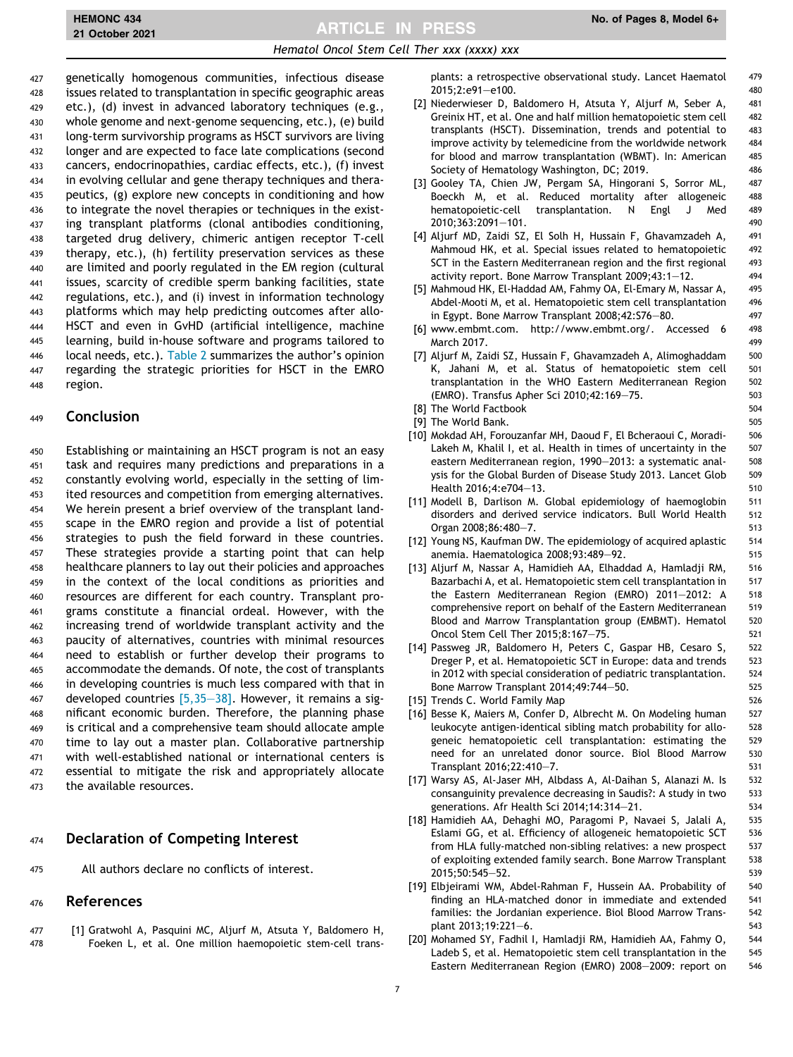genetically homogenous communities, infectious disease issues related to transplantation in specific geographic areas etc.), (d) invest in advanced laboratory techniques (e.g., whole genome and next-genome sequencing, etc.), (e) build long-term survivorship programs as HSCT survivors are living longer and are expected to face late complications (second cancers, endocrinopathies, cardiac effects, etc.), (f) invest in evolving cellular and gene therapy techniques and therapeutics, (g) explore new concepts in conditioning and how to integrate the novel therapies or techniques in the existing transplant platforms (clonal antibodies conditioning, targeted drug delivery, chimeric antigen receptor T-cell therapy, etc.), (h) fertility preservation services as these are limited and poorly regulated in the EM region (cultural issues, scarcity of credible sperm banking facilities, state regulations, etc.), and (i) invest in information technology platforms which may help predicting outcomes after allo-HSCT and even in GvHD (artificial intelligence, machine learning, build in-house software and programs tailored to local needs, etc.). Table 2 summarizes the author's opinion regarding the strategic priorities for HSCT in the EMRO region.

## Conclusion

Establishing or maintaining an HSCT program is not an easy task and requires many predictions and preparations in a constantly evolving world, especially in the setting of limited resources and competition from emerging alternatives. We herein present a brief overview of the transplant landscape in the EMRO region and provide a list of potential strategies to push the field forward in these countries. These strategies provide a starting point that can help healthcare planners to lay out their policies and approaches in the context of the local conditions as priorities and resources are different for each country. Transplant programs constitute a financial ordeal. However, with the increasing trend of worldwide transplant activity and the paucity of alternatives, countries with minimal resources need to establish or further develop their programs to accommodate the demands. Of note, the cost of transplants in developing countries is much less compared with that in developed countries [5,35–38]. However, it remains a significant economic burden. Therefore, the planning phase is critical and a comprehensive team should allocate ample time to lay out a master plan. Collaborative partnership with well-established national or international centers is essential to mitigate the risk and appropriately allocate the available resources.

## Declaration of Competing Interest

All authors declare no conflicts of interest.

## References

[1] Gratwohl A, Pasquini MC, Aljurf M, Atsuta Y, Baldomero H, Foeken L, et al. One million haemopoietic stem-cell transplants: a retrospective observational study. Lancet Haematol 2015;2:e91–e100.

[2] Niederwieser D, Baldomero H, Atsuta Y, Aljurf M, Seber A, Greinix HT, et al. One and half million hematopoietic stem cell transplants (HSCT). Dissemination, trends and potential to improve activity by telemedicine from the worldwide network for blood and marrow transplantation (WBMT). In: American Society of Hematology Washington, DC; 2019.

[3] Gooley TA, Chien JW, Pergam SA, Hingorani S, Sorror ML, Boeckh M, et al. Reduced mortality after allogeneic hematopoietic-cell transplantation. N Engl J Med 2010;363:2091–101.

[4] Aljurf MD, Zaidi SZ, El Solh H, Hussain F, Ghavamzadeh A, Mahmoud HK, et al. Special issues related to hematopoietic SCT in the Eastern Mediterranean region and the first regional activity report. Bone Marrow Transplant 2009;43:1–12.

[5] Mahmoud HK, El-Haddad AM, Fahmy OA, El-Emary M, Nassar A, Abdel-Mooti M, et al. Hematopoietic stem cell transplantation in Egypt. Bone Marrow Transplant 2008;42:S76–80.

[6] www.embmt.com. http://www.embmt.org/. Accessed 6 March 2017.

[7] Aljurf M, Zaidi SZ, Hussain F, Ghavamzadeh A, Alimoghaddam K, Jahani M, et al. Status of hematopoietic stem cell transplantation in the WHO Eastern Mediterranean Region (EMRO). Transfus Apher Sci 2010;42:169–75.

[8] The World Factbook

[9] The World Bank.

[10] Mokdad AH, Forouzanfar MH, Daoud F, El Bcheraoui C, Moradi-Lakeh M, Khalil I, et al. Health in times of uncertainty in the eastern Mediterranean region, 1990–2013: a systematic analysis for the Global Burden of Disease Study 2013. Lancet Glob Health 2016;4:e704–13.

[11] Modell B, Darlison M. Global epidemiology of haemoglobin disorders and derived service indicators. Bull World Health Organ 2008;86:480–7.

[12] Young NS, Kaufman DW. The epidemiology of acquired aplastic anemia. Haematologica 2008;93:489–92.

[13] Aljurf M, Nassar A, Hamidieh AA, Elhaddad A, Hamladji RM, Bazarbachi A, et al. Hematopoietic stem cell transplantation in the Eastern Mediterranean Region (EMRO) 2011–2012: A comprehensive report on behalf of the Eastern Mediterranean Blood and Marrow Transplantation group (EMBMT). Hematol Oncol Stem Cell Ther 2015;8:167–75.

[14] Passweg JR, Baldomero H, Peters C, Gaspar HB, Cesaro S, Dreger P, et al. Hematopoietic SCT in Europe: data and trends in 2012 with special consideration of pediatric transplantation. Bone Marrow Transplant 2014;49:744–50.

[15] Trends C. World Family Map

[16] Besse K, Maiers M, Confer D, Albrecht M. On Modeling human leukocyte antigen-identical sibling match probability for allogeneic hematopoietic cell transplantation: estimating the need for an unrelated donor source. Biol Blood Marrow Transplant 2016;22:410–7.

[17] Warsy AS, Al-Jaser MH, Albdass A, Al-Daihan S, Alanazi M. Is consanguinity prevalence decreasing in Saudis?: A study in two generations. Afr Health Sci 2014;14:314–21.

[18] Hamidieh AA, Dehaghi MO, Paragomi P, Navaei S, Jalali A, Eslami GG, et al. Efficiency of allogeneic hematopoietic SCT from HLA fully-matched non-sibling relatives: a new prospect of exploiting extended family search. Bone Marrow Transplant 2015;50:545–52.

[19] Elbjeirami WM, Abdel-Rahman F, Hussein AA. Probability of finding an HLA-matched donor in immediate and extended families: the Jordanian experience. Biol Blood Marrow Transplant 2013;19:221–6.

[20] Mohamed SY, Fadhil I, Hamladji RM, Hamidieh AA, Fahmy O, Ladeb S, et al. Hematopoietic stem cell transplantation in the Eastern Mediterranean Region (EMRO) 2008–2009: report on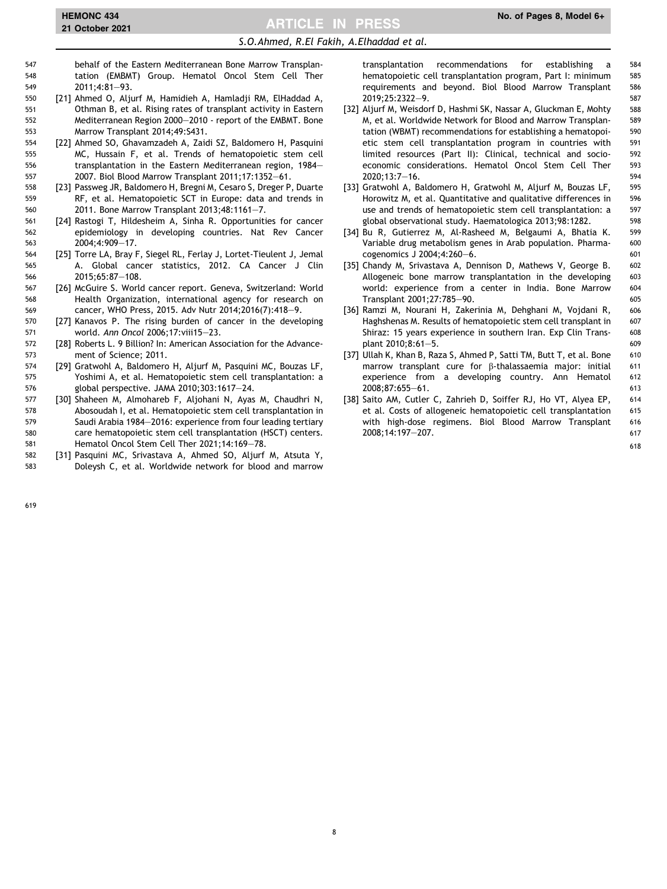behalf of the Eastern Mediterranean Bone Marrow Transplantation (EMBMT) Group. Hematol Oncol Stem Cell Ther 2011;4:81–93.

[21] Ahmed O, Aljurf M, Hamidieh A, Hamladji RM, ElHaddad A, Othman B, et al. Rising rates of transplant activity in Eastern Mediterranean Region 2000–2010 - report of the EMBMT. Bone Marrow Transplant 2014;49:S431.

[22] Ahmed SO, Ghavamzadeh A, Zaidi SZ, Baldomero H, Pasquini MC, Hussain F, et al. Trends of hematopoietic stem cell transplantation in the Eastern Mediterranean region, 1984–2007. Biol Blood Marrow Transplant 2011;17:1352–61.

[23] Passweg JR, Baldomero H, Bregni M, Cesaro S, Dreger P, Duarte RF, et al. Hematopoietic SCT in Europe: data and trends in 2011. Bone Marrow Transplant 2013;48:1161–7.

[24] Rastogi T, Hildesheim A, Sinha R. Opportunities for cancer epidemiology in developing countries. Nat Rev Cancer 2004;4:909–17.

[25] Torre LA, Bray F, Siegel RL, Ferlay J, Lortet-Tieulent J, Jemal A. Global cancer statistics, 2012. CA Cancer J Clin 2015;65:87–108.

[26] McGuire S. World cancer report. Geneva, Switzerland: World Health Organization, international agency for research on cancer, WHO Press, 2015. Adv Nutr 2014;2016(7):418–9.

[27] Kanavos P. The rising burden of cancer in the developing world. *Ann Oncol* 2006;17:viii15–23.

[28] Roberts L. 9 Billion? In: American Association for the Advancement of Science; 2011.

[29] Gratwohl A, Baldomero H, Aljurf M, Pasquini MC, Bouzas LF, Yoshimi A, et al. Hematopoietic stem cell transplantation: a global perspective. JAMA 2010;303:1617–24.

[30] Shaheen M, Almohareb F, Aljohani N, Ayas M, Chaudhri N, Abosoudah I, et al. Hematopoietic stem cell transplantation in Saudi Arabia 1984–2016: experience from four leading tertiary care hematopoietic stem cell transplantation (HSCT) centers. Hematol Oncol Stem Cell Ther 2021;14:169–78.

[31] Pasquini MC, Srivastava A, Ahmed SO, Aljurf M, Atsuta Y, Doleysh C, et al. Worldwide network for blood and marrow transplantation recommendations for establishing a hematopoietic cell transplantation program, Part I: minimum requirements and beyond. Biol Blood Marrow Transplant 2019;25:2322–9.

[32] Aljurf M, Weisdorf D, Hashmi SK, Nassar A, Gluckman E, Mohty M, et al. Worldwide Network for Blood and Marrow Transplantation (WBMT) recommendations for establishing a hematopoietic stem cell transplantation program in countries with limited resources (Part II): Clinical, technical and socioeconomic considerations. Hematol Oncol Stem Cell Ther 2020;13:7–16.

[33] Gratwohl A, Baldomero H, Gratwohl M, Aljurf M, Bouzas LF, Horowitz M, et al. Quantitative and qualitative differences in use and trends of hematopoietic stem cell transplantation: a global observational study. Haematologica 2013;98:1282.

[34] Bu R, Gutierrez M, Al-Rasheed M, Belgaumi A, Bhatia K. Variable drug metabolism genes in Arab population. Pharmacogenomics J 2004;4:260–6.

[35] Chandy M, Srivastava A, Dennison D, Mathews V, George B. Allogeneic bone marrow transplantation in the developing world: experience from a center in India. Bone Marrow Transplant 2001;27:785–90.

[36] Ramzi M, Nourani H, Zakerinia M, Dehghani M, Vojdani R, Haghshenas M. Results of hematopoietic stem cell transplant in Shiraz: 15 years experience in southern Iran. Exp Clin Transplant 2010;8:61–5.

[37] Ullah K, Khan B, Raza S, Ahmed P, Satti TM, Butt T, et al. Bone marrow transplant cure for β-thalassaemia major: initial experience from a developing country. Ann Hematol 2008;87:655–61.

[38] Saito AM, Cutler C, Zahrieh D, Soiffer RJ, Ho VT, Alyea EP, et al. Costs of allogeneic hematopoietic cell transplantation with high-dose regimens. Biol Blood Marrow Transplant 2008;14:197–207.